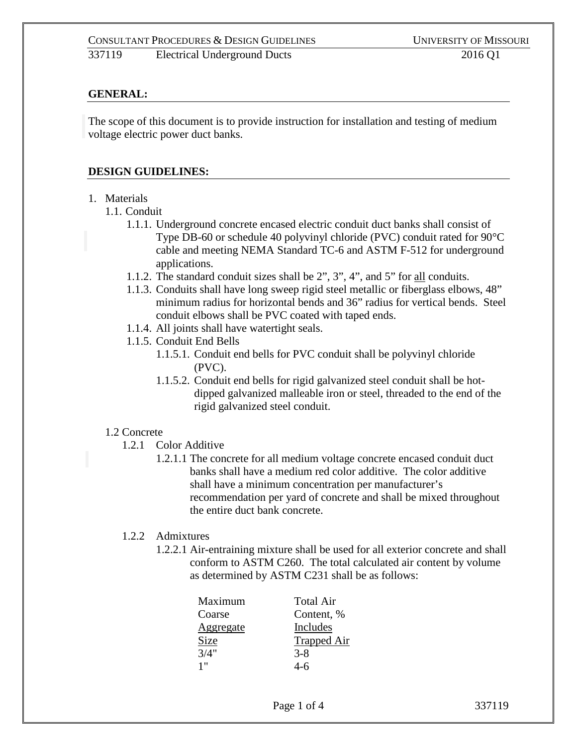**GENERAL:**

The scope of this document is to provide instruction for installation and testing of medium voltage electric power duct banks.

**DESIGN GUIDELINES:**

1. Materials
   - 1.1. Conduit
     - 1.1.1. Underground concrete encased electric conduit duct banks shall consist of Type DB-60 or schedule 40 polyvinyl chloride (PVC) conduit rated for 90°C cable and meeting NEMA Standard TC-6 and ASTM F-512 for underground applications.
     - 1.1.2. The standard conduit sizes shall be 2", 3", 4", and 5" for all conduits.
     - 1.1.3. Conduits shall have long sweep rigid steel metallic or fiberglass elbows, 48" minimum radius for horizontal bends and 36" radius for vertical bends. Steel conduit elbows shall be PVC coated with taped ends.
     - 1.1.4. All joints shall have watertight seals.
     - 1.1.5. Conduit End Bells
       - 1.1.5.1. Conduit end bells for PVC conduit shall be polyvinyl chloride (PVC).
       - 1.1.5.2. Conduit end bells for rigid galvanized steel conduit shall be hot-dipped galvanized malleable iron or steel, threaded to the end of the rigid galvanized steel conduit.
   - 1.2 Concrete
     - 1.2.1 Color Additive
       - 1.2.1.1 The concrete for all medium voltage concrete encased conduit duct banks shall have a medium red color additive. The color additive shall have a minimum concentration per manufacturer's recommendation per yard of concrete and shall be mixed throughout the entire duct bank concrete.
     - 1.2.2 Admixtures
       - 1.2.2.1 Air-entraining mixture shall be used for all exterior concrete and shall conform to ASTM C260. The total calculated air content by volume as determined by ASTM C231 shall be as follows:

| Maximum Coarse Aggregate Size | Total Air Content, % Includes Trapped Air |
|---|---|
| 3/4" | 3-8 |
| 1" | 4-6 |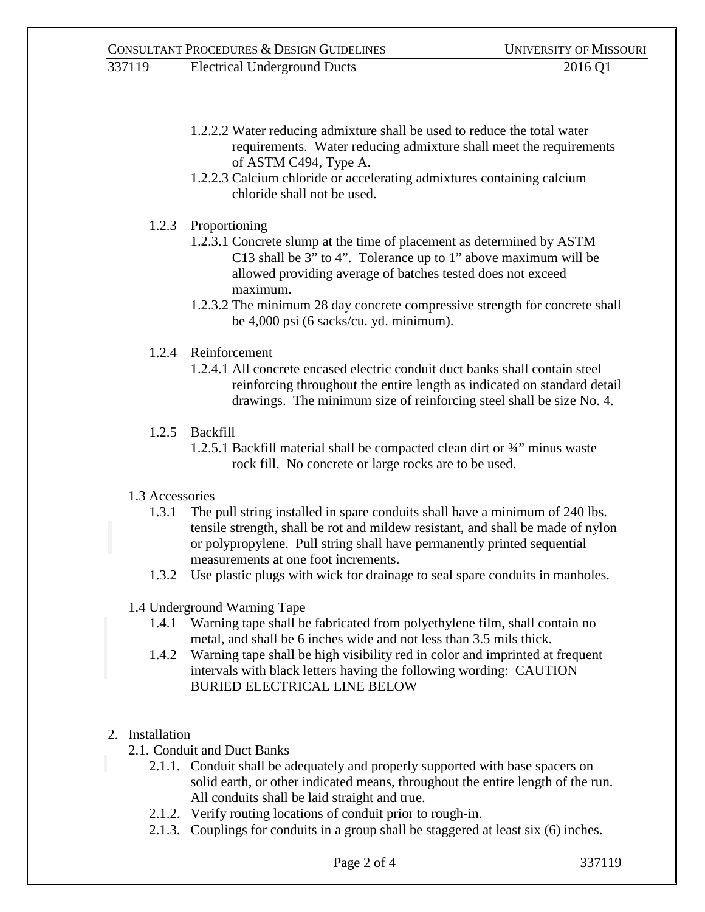1.2.2.2 Water reducing admixture shall be used to reduce the total water requirements. Water reducing admixture shall meet the requirements of ASTM C494, Type A.

1.2.2.3 Calcium chloride or accelerating admixtures containing calcium chloride shall not be used.

1.2.3 Proportioning

1.2.3.1 Concrete slump at the time of placement as determined by ASTM C13 shall be 3" to 4". Tolerance up to 1" above maximum will be allowed providing average of batches tested does not exceed maximum.

1.2.3.2 The minimum 28 day concrete compressive strength for concrete shall be 4,000 psi (6 sacks/cu. yd. minimum).

1.2.4 Reinforcement

1.2.4.1 All concrete encased electric conduit duct banks shall contain steel reinforcing throughout the entire length as indicated on standard detail drawings. The minimum size of reinforcing steel shall be size No. 4.

1.2.5 Backfill

1.2.5.1 Backfill material shall be compacted clean dirt or ¾" minus waste rock fill. No concrete or large rocks are to be used.

1.3 Accessories

1.3.1 The pull string installed in spare conduits shall have a minimum of 240 lbs. tensile strength, shall be rot and mildew resistant, and shall be made of nylon or polypropylene. Pull string shall have permanently printed sequential measurements at one foot increments.

1.3.2 Use plastic plugs with wick for drainage to seal spare conduits in manholes.

1.4 Underground Warning Tape

1.4.1 Warning tape shall be fabricated from polyethylene film, shall contain no metal, and shall be 6 inches wide and not less than 3.5 mils thick.

1.4.2 Warning tape shall be high visibility red in color and imprinted at frequent intervals with black letters having the following wording: CAUTION BURIED ELECTRICAL LINE BELOW

2. Installation

2.1. Conduit and Duct Banks

2.1.1. Conduit shall be adequately and properly supported with base spacers on solid earth, or other indicated means, throughout the entire length of the run. All conduits shall be laid straight and true.

2.1.2. Verify routing locations of conduit prior to rough-in.

2.1.3. Couplings for conduits in a group shall be staggered at least six (6) inches.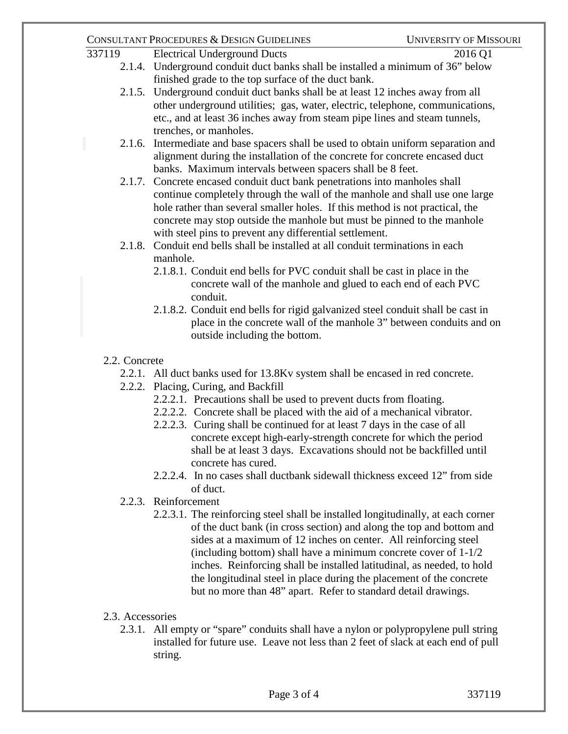2.1.4. Underground conduit duct banks shall be installed a minimum of 36" below finished grade to the top surface of the duct bank.

2.1.5. Underground conduit duct banks shall be at least 12 inches away from all other underground utilities; gas, water, electric, telephone, communications, etc., and at least 36 inches away from steam pipe lines and steam tunnels, trenches, or manholes.

2.1.6. Intermediate and base spacers shall be used to obtain uniform separation and alignment during the installation of the concrete for concrete encased duct banks. Maximum intervals between spacers shall be 8 feet.

2.1.7. Concrete encased conduit duct bank penetrations into manholes shall continue completely through the wall of the manhole and shall use one large hole rather than several smaller holes. If this method is not practical, the concrete may stop outside the manhole but must be pinned to the manhole with steel pins to prevent any differential settlement.

2.1.8. Conduit end bells shall be installed at all conduit terminations in each manhole.

2.1.8.1. Conduit end bells for PVC conduit shall be cast in place in the concrete wall of the manhole and glued to each end of each PVC conduit.

2.1.8.2. Conduit end bells for rigid galvanized steel conduit shall be cast in place in the concrete wall of the manhole 3" between conduits and on outside including the bottom.

## 2.2. Concrete

2.2.1. All duct banks used for 13.8Kv system shall be encased in red concrete.

2.2.2. Placing, Curing, and Backfill

2.2.2.1. Precautions shall be used to prevent ducts from floating.

2.2.2.2. Concrete shall be placed with the aid of a mechanical vibrator.

2.2.2.3. Curing shall be continued for at least 7 days in the case of all concrete except high-early-strength concrete for which the period shall be at least 3 days. Excavations should not be backfilled until concrete has cured.

2.2.2.4. In no cases shall ductbank sidewall thickness exceed 12" from side of duct.

2.2.3. Reinforcement

2.2.3.1. The reinforcing steel shall be installed longitudinally, at each corner of the duct bank (in cross section) and along the top and bottom and sides at a maximum of 12 inches on center. All reinforcing steel (including bottom) shall have a minimum concrete cover of 1-1/2 inches. Reinforcing shall be installed latitudinal, as needed, to hold the longitudinal steel in place during the placement of the concrete but no more than 48" apart. Refer to standard detail drawings.

## 2.3. Accessories

2.3.1. All empty or "spare" conduits shall have a nylon or polypropylene pull string installed for future use. Leave not less than 2 feet of slack at each end of pull string.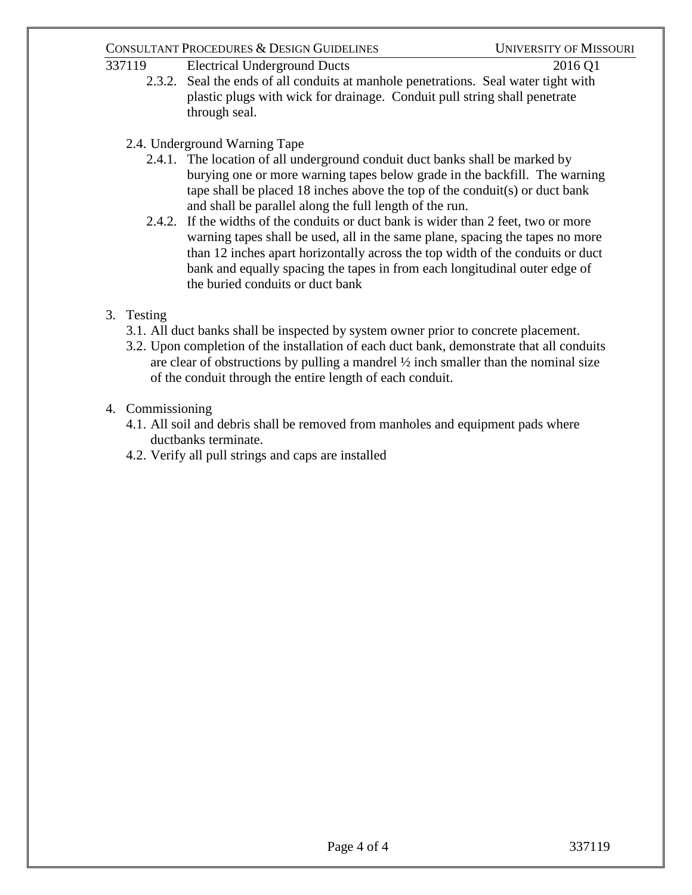2.3.2. Seal the ends of all conduits at manhole penetrations. Seal water tight with plastic plugs with wick for drainage. Conduit pull string shall penetrate through seal.

2.4. Underground Warning Tape

2.4.1. The location of all underground conduit duct banks shall be marked by burying one or more warning tapes below grade in the backfill. The warning tape shall be placed 18 inches above the top of the conduit(s) or duct bank and shall be parallel along the full length of the run.

2.4.2. If the widths of the conduits or duct bank is wider than 2 feet, two or more warning tapes shall be used, all in the same plane, spacing the tapes no more than 12 inches apart horizontally across the top width of the conduits or duct bank and equally spacing the tapes in from each longitudinal outer edge of the buried conduits or duct bank

3. Testing

3.1. All duct banks shall be inspected by system owner prior to concrete placement.

3.2. Upon completion of the installation of each duct bank, demonstrate that all conduits are clear of obstructions by pulling a mandrel ½ inch smaller than the nominal size of the conduit through the entire length of each conduit.

4. Commissioning

4.1. All soil and debris shall be removed from manholes and equipment pads where ductbanks terminate.

4.2. Verify all pull strings and caps are installed